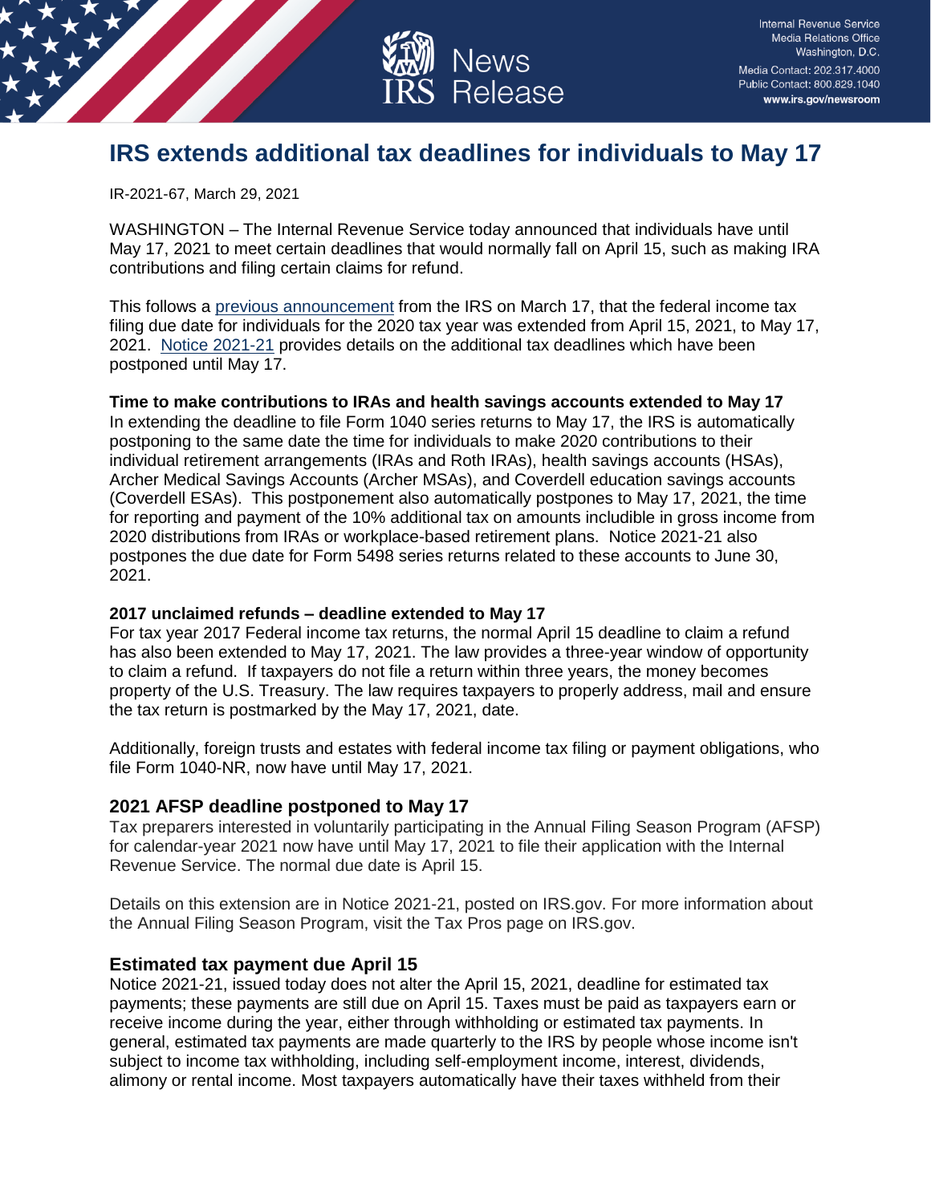Internal Revenue Service
Media Relations Office
Washington, D.C.
Media Contact: 202.317.4000
Public Contact: 800.829.1040
www.irs.gov/newsroom

News Release

# IRS extends additional tax deadlines for individuals to May 17

IR-2021-67, March 29, 2021

WASHINGTON – The Internal Revenue Service today announced that individuals have until May 17, 2021 to meet certain deadlines that would normally fall on April 15, such as making IRA contributions and filing certain claims for refund.

This follows a [previous announcement](#) from the IRS on March 17, that the federal income tax filing due date for individuals for the 2020 tax year was extended from April 15, 2021, to May 17, 2021. [Notice 2021-21](#) provides details on the additional tax deadlines which have been postponed until May 17.

**Time to make contributions to IRAs and health savings accounts extended to May 17**

In extending the deadline to file Form 1040 series returns to May 17, the IRS is automatically postponing to the same date the time for individuals to make 2020 contributions to their individual retirement arrangements (IRAs and Roth IRAs), health savings accounts (HSAs), Archer Medical Savings Accounts (Archer MSAs), and Coverdell education savings accounts (Coverdell ESAs). This postponement also automatically postpones to May 17, 2021, the time for reporting and payment of the 10% additional tax on amounts includible in gross income from 2020 distributions from IRAs or workplace-based retirement plans. Notice 2021-21 also postpones the due date for Form 5498 series returns related to these accounts to June 30, 2021.

**2017 unclaimed refunds – deadline extended to May 17**

For tax year 2017 Federal income tax returns, the normal April 15 deadline to claim a refund has also been extended to May 17, 2021. The law provides a three-year window of opportunity to claim a refund. If taxpayers do not file a return within three years, the money becomes property of the U.S. Treasury. The law requires taxpayers to properly address, mail and ensure the tax return is postmarked by the May 17, 2021, date.

Additionally, foreign trusts and estates with federal income tax filing or payment obligations, who file Form 1040-NR, now have until May 17, 2021.

## 2021 AFSP deadline postponed to May 17

Tax preparers interested in voluntarily participating in the Annual Filing Season Program (AFSP) for calendar-year 2021 now have until May 17, 2021 to file their application with the Internal Revenue Service. The normal due date is April 15.

Details on this extension are in Notice 2021-21, posted on IRS.gov. For more information about the Annual Filing Season Program, visit the Tax Pros page on IRS.gov.

## Estimated tax payment due April 15

Notice 2021-21, issued today does not alter the April 15, 2021, deadline for estimated tax payments; these payments are still due on April 15. Taxes must be paid as taxpayers earn or receive income during the year, either through withholding or estimated tax payments. In general, estimated tax payments are made quarterly to the IRS by people whose income isn't subject to income tax withholding, including self-employment income, interest, dividends, alimony or rental income. Most taxpayers automatically have their taxes withheld from their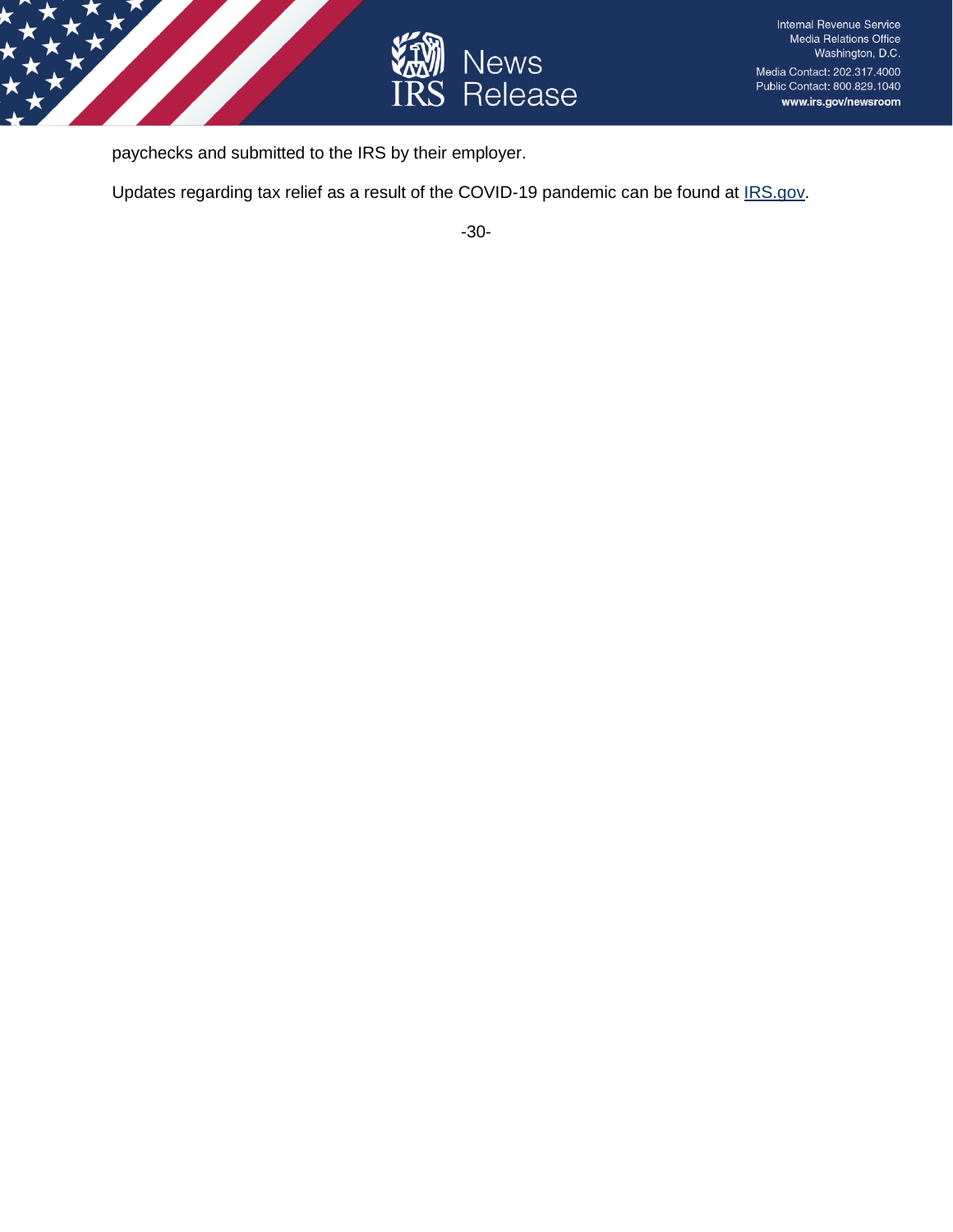paychecks and submitted to the IRS by their employer.

Updates regarding tax relief as a result of the COVID-19 pandemic can be found at [IRS.gov](https://www.irs.gov).

-30-